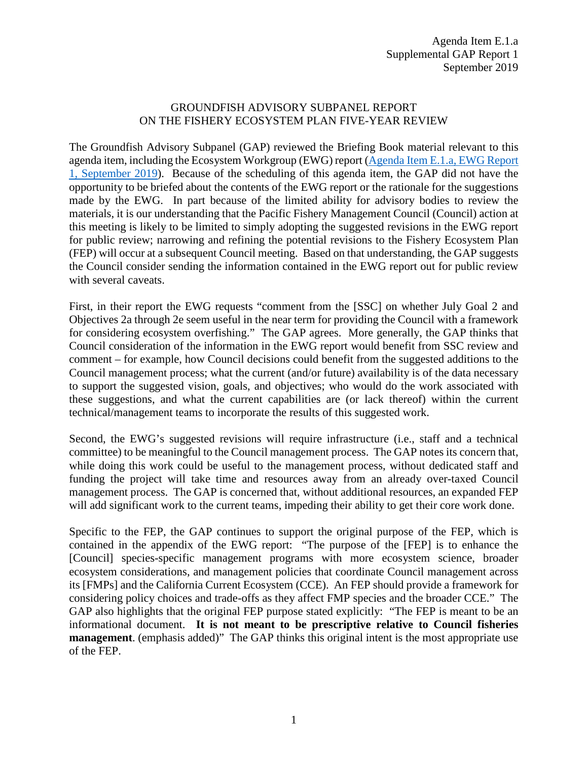Agenda Item E.1.a
Supplemental GAP Report 1
September 2019

# GROUNDFISH ADVISORY SUBPANEL REPORT ON THE FISHERY ECOSYSTEM PLAN FIVE-YEAR REVIEW

The Groundfish Advisory Subpanel (GAP) reviewed the Briefing Book material relevant to this agenda item, including the Ecosystem Workgroup (EWG) report (Agenda Item E.1.a, EWG Report 1, September 2019). Because of the scheduling of this agenda item, the GAP did not have the opportunity to be briefed about the contents of the EWG report or the rationale for the suggestions made by the EWG. In part because of the limited ability for advisory bodies to review the materials, it is our understanding that the Pacific Fishery Management Council (Council) action at this meeting is likely to be limited to simply adopting the suggested revisions in the EWG report for public review; narrowing and refining the potential revisions to the Fishery Ecosystem Plan (FEP) will occur at a subsequent Council meeting. Based on that understanding, the GAP suggests the Council consider sending the information contained in the EWG report out for public review with several caveats.

First, in their report the EWG requests "comment from the [SSC] on whether July Goal 2 and Objectives 2a through 2e seem useful in the near term for providing the Council with a framework for considering ecosystem overfishing." The GAP agrees. More generally, the GAP thinks that Council consideration of the information in the EWG report would benefit from SSC review and comment – for example, how Council decisions could benefit from the suggested additions to the Council management process; what the current (and/or future) availability is of the data necessary to support the suggested vision, goals, and objectives; who would do the work associated with these suggestions, and what the current capabilities are (or lack thereof) within the current technical/management teams to incorporate the results of this suggested work.

Second, the EWG's suggested revisions will require infrastructure (i.e., staff and a technical committee) to be meaningful to the Council management process. The GAP notes its concern that, while doing this work could be useful to the management process, without dedicated staff and funding the project will take time and resources away from an already over-taxed Council management process. The GAP is concerned that, without additional resources, an expanded FEP will add significant work to the current teams, impeding their ability to get their core work done.

Specific to the FEP, the GAP continues to support the original purpose of the FEP, which is contained in the appendix of the EWG report: "The purpose of the [FEP] is to enhance the [Council] species-specific management programs with more ecosystem science, broader ecosystem considerations, and management policies that coordinate Council management across its [FMPs] and the California Current Ecosystem (CCE). An FEP should provide a framework for considering policy choices and trade-offs as they affect FMP species and the broader CCE." The GAP also highlights that the original FEP purpose stated explicitly: "The FEP is meant to be an informational document. **It is not meant to be prescriptive relative to Council fisheries management**. (emphasis added)" The GAP thinks this original intent is the most appropriate use of the FEP.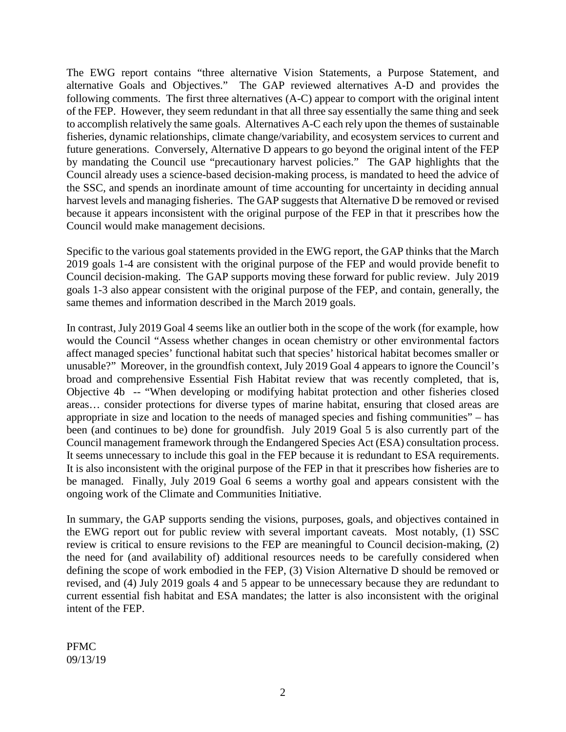The EWG report contains "three alternative Vision Statements, a Purpose Statement, and alternative Goals and Objectives." The GAP reviewed alternatives A-D and provides the following comments. The first three alternatives (A-C) appear to comport with the original intent of the FEP. However, they seem redundant in that all three say essentially the same thing and seek to accomplish relatively the same goals. Alternatives A-C each rely upon the themes of sustainable fisheries, dynamic relationships, climate change/variability, and ecosystem services to current and future generations. Conversely, Alternative D appears to go beyond the original intent of the FEP by mandating the Council use "precautionary harvest policies." The GAP highlights that the Council already uses a science-based decision-making process, is mandated to heed the advice of the SSC, and spends an inordinate amount of time accounting for uncertainty in deciding annual harvest levels and managing fisheries. The GAP suggests that Alternative D be removed or revised because it appears inconsistent with the original purpose of the FEP in that it prescribes how the Council would make management decisions.

Specific to the various goal statements provided in the EWG report, the GAP thinks that the March 2019 goals 1-4 are consistent with the original purpose of the FEP and would provide benefit to Council decision-making. The GAP supports moving these forward for public review. July 2019 goals 1-3 also appear consistent with the original purpose of the FEP, and contain, generally, the same themes and information described in the March 2019 goals.

In contrast, July 2019 Goal 4 seems like an outlier both in the scope of the work (for example, how would the Council "Assess whether changes in ocean chemistry or other environmental factors affect managed species' functional habitat such that species' historical habitat becomes smaller or unusable?" Moreover, in the groundfish context, July 2019 Goal 4 appears to ignore the Council's broad and comprehensive Essential Fish Habitat review that was recently completed, that is, Objective 4b -- "When developing or modifying habitat protection and other fisheries closed areas… consider protections for diverse types of marine habitat, ensuring that closed areas are appropriate in size and location to the needs of managed species and fishing communities" – has been (and continues to be) done for groundfish. July 2019 Goal 5 is also currently part of the Council management framework through the Endangered Species Act (ESA) consultation process. It seems unnecessary to include this goal in the FEP because it is redundant to ESA requirements. It is also inconsistent with the original purpose of the FEP in that it prescribes how fisheries are to be managed. Finally, July 2019 Goal 6 seems a worthy goal and appears consistent with the ongoing work of the Climate and Communities Initiative.

In summary, the GAP supports sending the visions, purposes, goals, and objectives contained in the EWG report out for public review with several important caveats. Most notably, (1) SSC review is critical to ensure revisions to the FEP are meaningful to Council decision-making, (2) the need for (and availability of) additional resources needs to be carefully considered when defining the scope of work embodied in the FEP, (3) Vision Alternative D should be removed or revised, and (4) July 2019 goals 4 and 5 appear to be unnecessary because they are redundant to current essential fish habitat and ESA mandates; the latter is also inconsistent with the original intent of the FEP.

PFMC
09/13/19